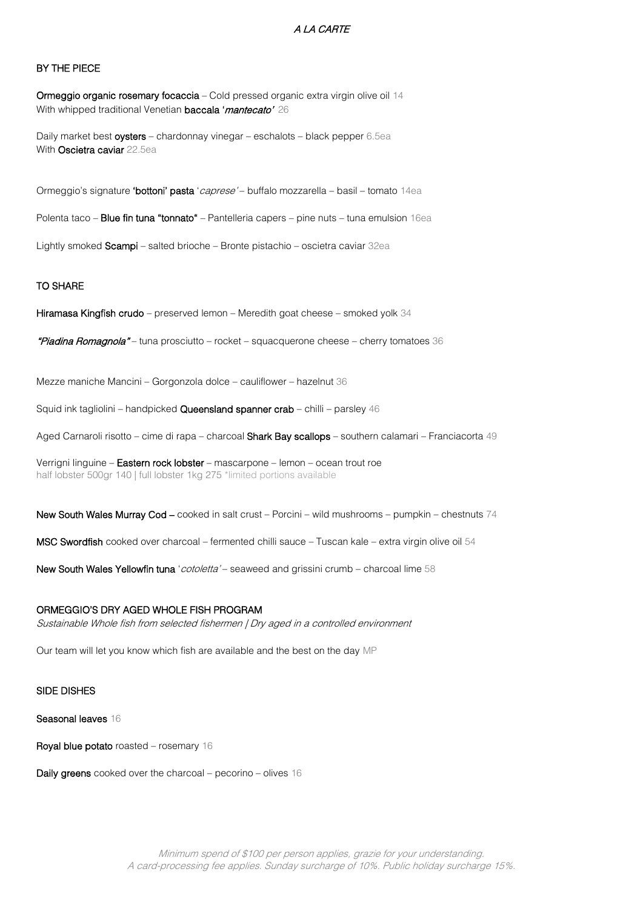# *A LA CARTE*

## BY THE PIECE

**Ormeggio organic rosemary focaccia** – Cold pressed organic extra virgin olive oil 14
With whipped traditional Venetian **baccala '*mantecato*'** 26

Daily market best **oysters** – chardonnay vinegar – eschalots – black pepper 6.5ea
With **Oscietra caviar** 22.5ea

Ormeggio's signature **'bottoni' pasta** '*caprese*' – buffalo mozzarella – basil – tomato 14ea

Polenta taco – **Blue fin tuna "tonnato"** – Pantelleria capers – pine nuts – tuna emulsion 16ea

Lightly smoked **Scampi** – salted brioche – Bronte pistachio – oscietra caviar 32ea

## TO SHARE

**Hiramasa Kingfish crudo** – preserved lemon – Meredith goat cheese – smoked yolk 34

***"Piadina Romagnola"*** – tuna prosciutto – rocket – squacquerone cheese – cherry tomatoes 36

Mezze maniche Mancini – Gorgonzola dolce – cauliflower – hazelnut 36

Squid ink tagliolini – handpicked **Queensland spanner crab** – chilli – parsley 46

Aged Carnaroli risotto – cime di rapa – charcoal **Shark Bay scallops** – southern calamari – Franciacorta 49

Verrigni linguine – **Eastern rock lobster** – mascarpone – lemon – ocean trout roe
half lobster 500gr 140 | full lobster 1kg 275 *limited portions available

**New South Wales Murray Cod –** cooked in salt crust – Porcini – wild mushrooms – pumpkin – chestnuts 74

**MSC Swordfish** cooked over charcoal – fermented chilli sauce – Tuscan kale – extra virgin olive oil 54

**New South Wales Yellowfin tuna** '*cotoletta*' – seaweed and grissini crumb – charcoal lime 58

## ORMEGGIO'S DRY AGED WHOLE FISH PROGRAM

*Sustainable Whole fish from selected fishermen | Dry aged in a controlled environment*

Our team will let you know which fish are available and the best on the day MP

## SIDE DISHES

**Seasonal leaves** 16

**Royal blue potato** roasted – rosemary 16

**Daily greens** cooked over the charcoal – pecorino – olives 16

*Minimum spend of $100 per person applies, grazie for your understanding.*
*A card-processing fee applies. Sunday surcharge of 10%. Public holiday surcharge 15%.*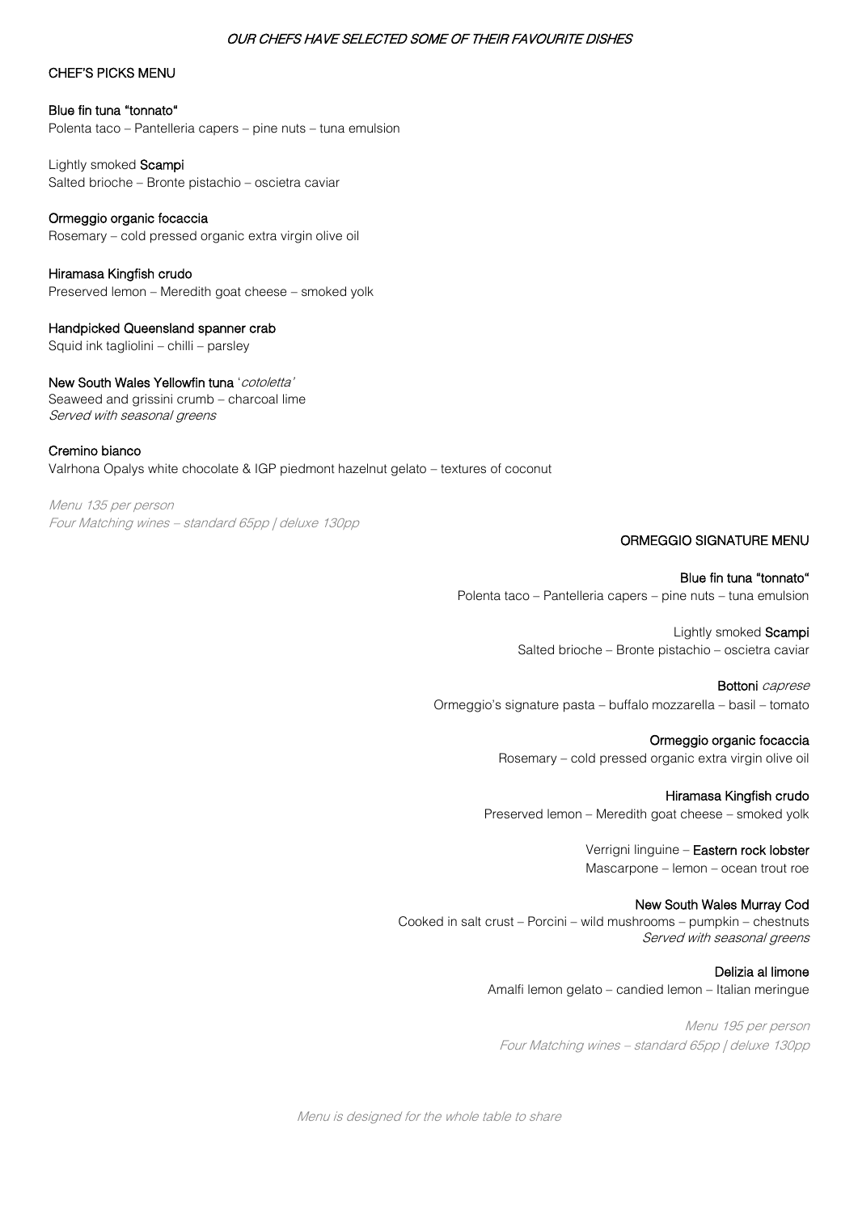*OUR CHEFS HAVE SELECTED SOME OF THEIR FAVOURITE DISHES*

## CHEF'S PICKS MENU

**Blue fin tuna "tonnato"**
Polenta taco – Pantelleria capers – pine nuts – tuna emulsion

Lightly smoked **Scampi**
Salted brioche – Bronte pistachio – oscietra caviar

**Ormeggio organic focaccia**
Rosemary – cold pressed organic extra virgin olive oil

**Hiramasa Kingfish crudo**
Preserved lemon – Meredith goat cheese – smoked yolk

**Handpicked Queensland spanner crab**
Squid ink tagliolini – chilli – parsley

**New South Wales Yellowfin tuna** '*cotoletta*'
Seaweed and grissini crumb – charcoal lime
*Served with seasonal greens*

**Cremino bianco**
Valrhona Opalys white chocolate & IGP piedmont hazelnut gelato – textures of coconut

*Menu 135 per person*
*Four Matching wines – standard 65pp | deluxe 130pp*

## ORMEGGIO SIGNATURE MENU

**Blue fin tuna "tonnato"**
Polenta taco – Pantelleria capers – pine nuts – tuna emulsion

Lightly smoked **Scampi**
Salted brioche – Bronte pistachio – oscietra caviar

**Bottoni** *caprese*
Ormeggio's signature pasta – buffalo mozzarella – basil – tomato

**Ormeggio organic focaccia**
Rosemary – cold pressed organic extra virgin olive oil

**Hiramasa Kingfish crudo**
Preserved lemon – Meredith goat cheese – smoked yolk

Verrigni linguine – **Eastern rock lobster**
Mascarpone – lemon – ocean trout roe

**New South Wales Murray Cod**
Cooked in salt crust – Porcini – wild mushrooms – pumpkin – chestnuts
*Served with seasonal greens*

**Delizia al limone**
Amalfi lemon gelato – candied lemon – Italian meringue

*Menu 195 per person*
*Four Matching wines – standard 65pp | deluxe 130pp*

*Menu is designed for the whole table to share*